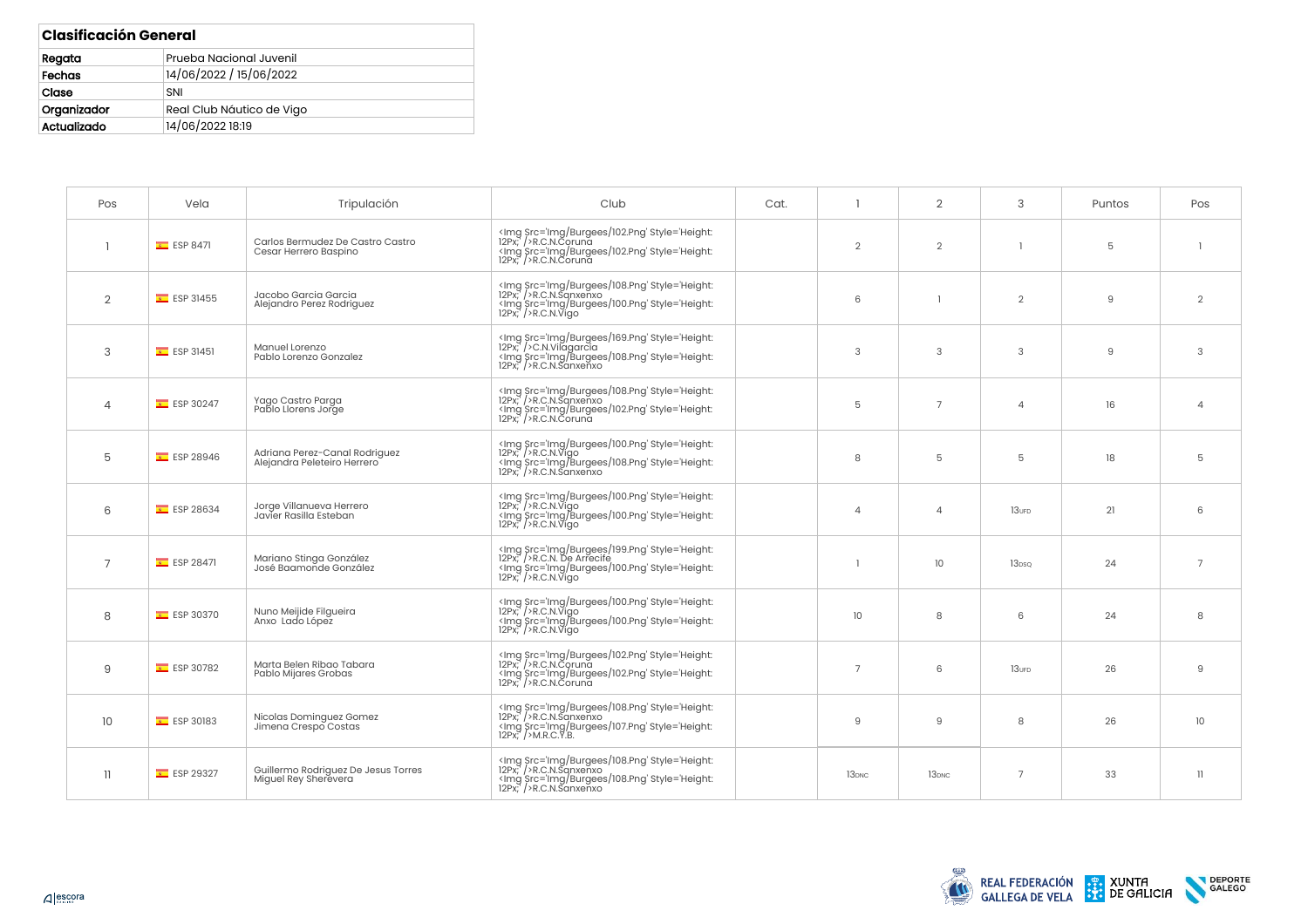## Clasificación General

| | |
|---|---|
| **Regata** | Prueba Nacional Juvenil |
| **Fechas** | 14/06/2022 / 15/06/2022 |
| **Clase** | SNI |
| **Organizador** | Real Club Náutico de Vigo |
| **Actualizado** | 14/06/2022 18:19 |

| Pos | Vela | Tripulación | Club | Cat. | 1 | 2 | 3 | Puntos | Pos |
|---|---|---|---|---|---|---|---|---|---|
| 1 | ESP 8471 | Carlos Bermudez De Castro Castro<br>Cesar Herrero Baspino | <Img Src='Img/Burgees/102.Png' Style='Height: 12Px;' />R.C.N.Coruña<br><Img Src='Img/Burgees/102.Png' Style='Height: 12Px;' />R.C.N.Coruña | | 2 | 2 | 1 | 5 | 1 |
| 2 | ESP 31455 | Jacobo Garcia Garcia<br>Alejandro Perez Rodriguez | <Img Src='Img/Burgees/108.Png' Style='Height: 12Px;' />R.C.N.Sanxenxo<br><Img Src='Img/Burgees/100.Png' Style='Height: 12Px;' />R.C.N.Vigo | | 6 | 1 | 2 | 9 | 2 |
| 3 | ESP 31451 | Manuel Lorenzo<br>Pablo Lorenzo Gonzalez | <Img Src='Img/Burgees/169.Png' Style='Height: 12Px;' />C.N.Vilagarcia<br><Img Src='Img/Burgees/108.Png' Style='Height: 12Px;' />R.C.N.Sanxenxo | | 3 | 3 | 3 | 9 | 3 |
| 4 | ESP 30247 | Yago Castro Parga<br>Pablo Llorens Jorge | <Img Src='Img/Burgees/108.Png' Style='Height: 12Px;' />R.C.N.Sanxenxo<br><Img Src='Img/Burgees/102.Png' Style='Height: 12Px;' />R.C.N.Coruña | | 5 | 7 | 4 | 16 | 4 |
| 5 | ESP 28946 | Adriana Perez-Canal Rodriguez<br>Alejandra Peleteiro Herrero | <Img Src='Img/Burgees/100.Png' Style='Height: 12Px;' />R.C.N.Vigo<br><Img Src='Img/Burgees/108.Png' Style='Height: 12Px;' />R.C.N.Sanxenxo | | 8 | 5 | 5 | 18 | 5 |
| 6 | ESP 28634 | Jorge Villanueva Herrero<br>Javier Rasilla Esteban | <Img Src='Img/Burgees/100.Png' Style='Height: 12Px;' />R.C.N.Vigo<br><Img Src='Img/Burgees/100.Png' Style='Height: 12Px;' />R.C.N.Vigo | | 4 | 4 | 13UFD | 21 | 6 |
| 7 | ESP 28471 | Mariano Stinga González<br>José Baamonde González | <Img Src='Img/Burgees/199.Png' Style='Height: 12Px;' />R.C.N. De Arrecife<br><Img Src='Img/Burgees/100.Png' Style='Height: 12Px;' />R.C.N.Vigo | | 1 | 10 | 13DSQ | 24 | 7 |
| 8 | ESP 30370 | Nuno Meijide Filgueira<br>Anxo Lado López | <Img Src='Img/Burgees/100.Png' Style='Height: 12Px;' />R.C.N.Vigo<br><Img Src='Img/Burgees/100.Png' Style='Height: 12Px;' />R.C.N.Vigo | | 10 | 8 | 6 | 24 | 8 |
| 9 | ESP 30782 | Marta Belen Ribao Tabara<br>Pablo Mijares Grobas | <Img Src='Img/Burgees/102.Png' Style='Height: 12Px;' />R.C.N.Coruña<br><Img Src='Img/Burgees/102.Png' Style='Height: 12Px;' />R.C.N.Coruña | | 7 | 6 | 13UFD | 26 | 9 |
| 10 | ESP 30183 | Nicolas Dominguez Gomez<br>Jimena Crespo Costas | <Img Src='Img/Burgees/108.Png' Style='Height: 12Px;' />R.C.N.Sanxenxo<br><Img Src='Img/Burgees/107.Png' Style='Height: 12Px;' />M.R.C.Y.B. | | 9 | 9 | 8 | 26 | 10 |
| 11 | ESP 29327 | Guillermo Rodriguez De Jesus Torres<br>Miguel Rey Sherevera | <Img Src='Img/Burgees/108.Png' Style='Height: 12Px;' />R.C.N.Sanxenxo<br><Img Src='Img/Burgees/108.Png' Style='Height: 12Px;' />R.C.N.Sanxenxo | | 13DNC | 13DNC | 7 | 33 | 11 |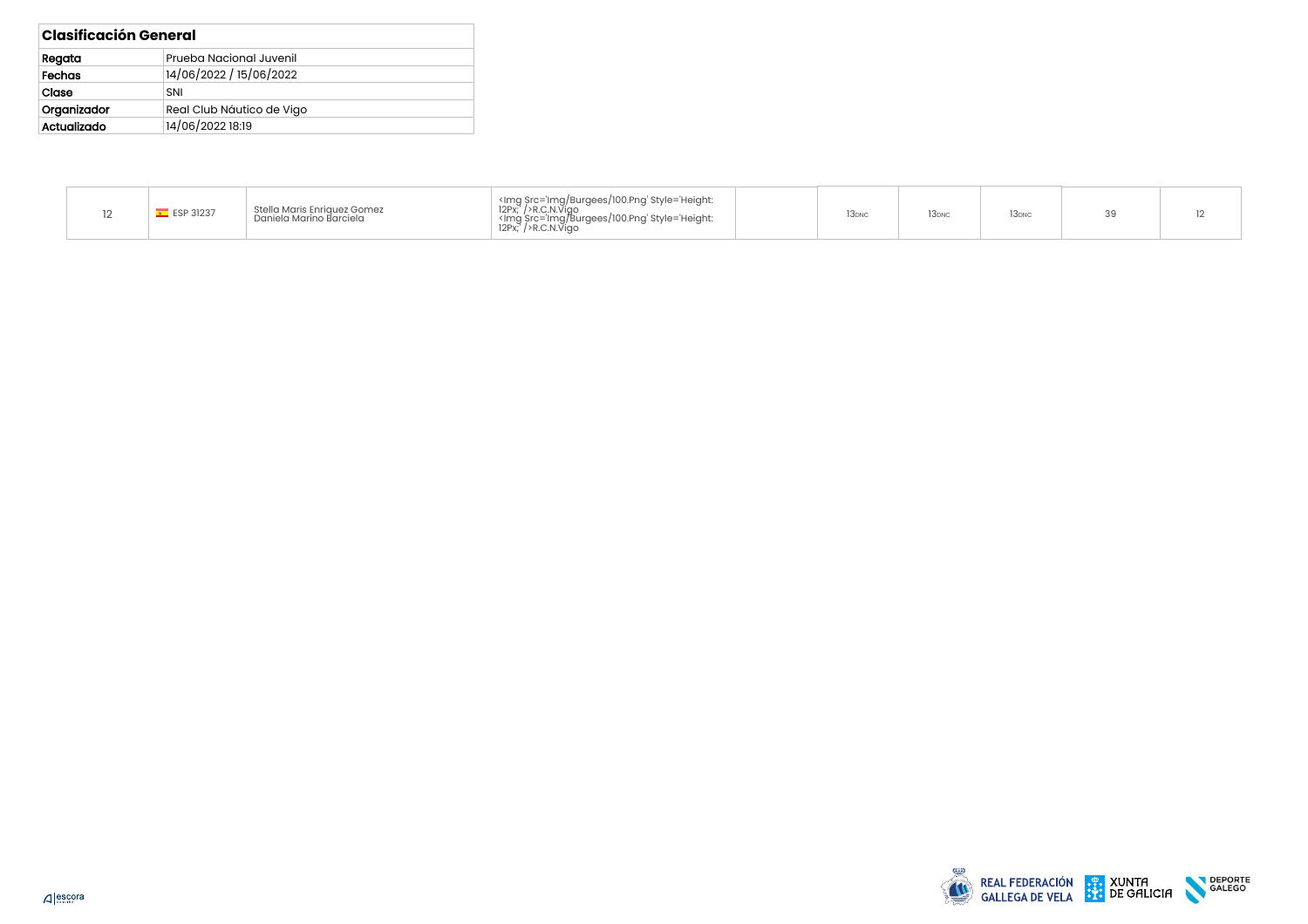## Clasificación General

| | |
|---|---|
| **Regata** | Prueba Nacional Juvenil |
| **Fechas** | 14/06/2022 / 15/06/2022 |
| **Clase** | SNI |
| **Organizador** | Real Club Náutico de Vigo |
| **Actualizado** | 14/06/2022 18:19 |

| | | | | | | | | | |
|---|---|---|---|---|---|---|---|---|---|
| 12 | ESP 31237 | Stella Maris Enriquez Gomez<br>Daniela Marino Barciela | <Img Src='Img/Burgees/100.Png' Style='Height: 12Px;' />R.C.N.Vigo<br><Img Src='Img/Burgees/100.Png' Style='Height: 12Px;' />R.C.N.Vigo | | 13DNC | 13DNC | 13DNC | 39 | 12 |